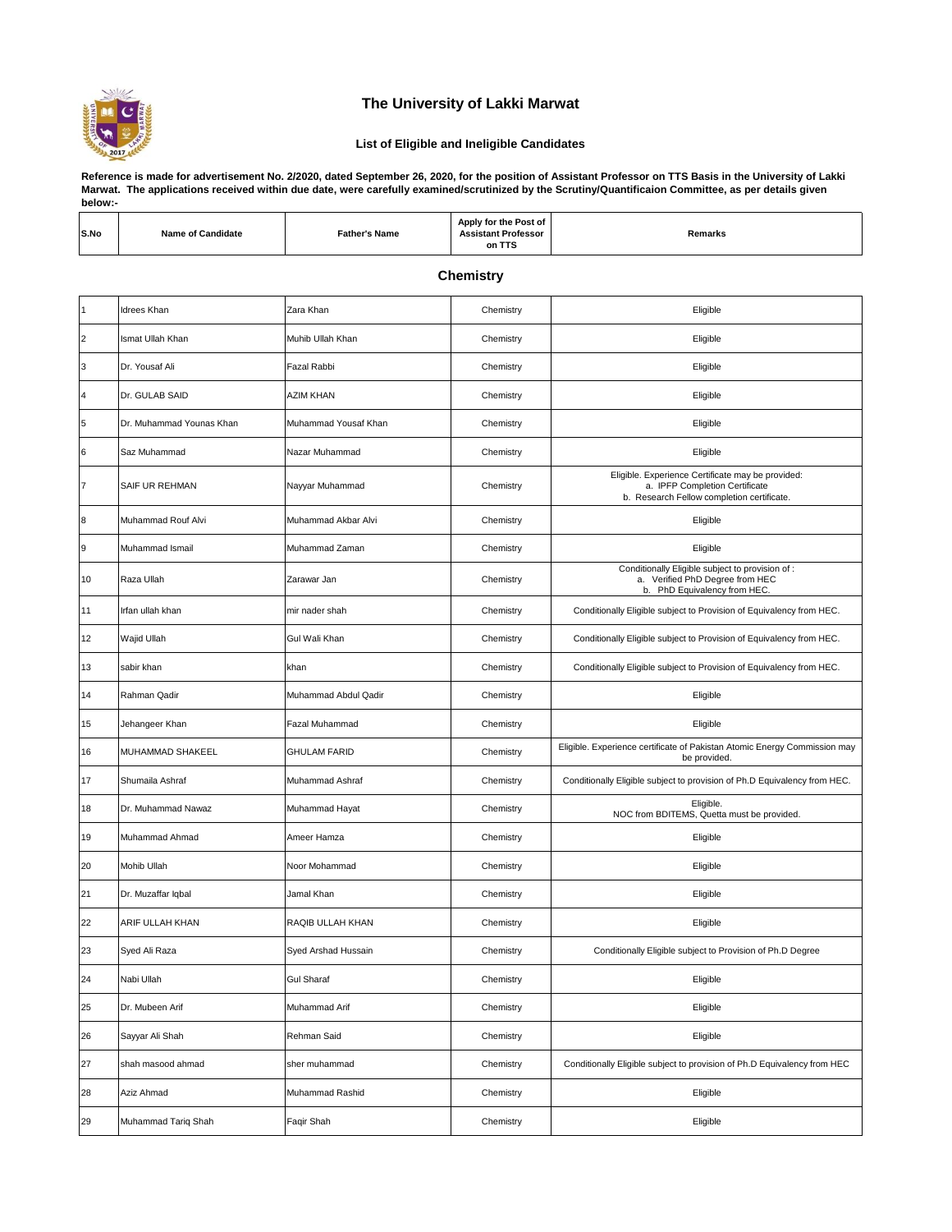# The University of Lakki Marwat

## List of Eligible and Ineligible Candidates

**Reference is made for advertisement No. 2/2020, dated September 26, 2020, for the position of Assistant Professor on TTS Basis in the University of Lakki Marwat. The applications received within due date, were carefully examined/scrutinized by the Scrutiny/Quantificaion Committee, as per details given below:-**

| S.No | Name of Candidate | Father's Name | Apply for the Post of Assistant Professor on TTS | Remarks |
|---|---|---|---|---|
| | | | **Chemistry** | |
| 1 | Idrees Khan | Zara Khan | Chemistry | Eligible |
| 2 | Ismat Ullah Khan | Muhib Ullah Khan | Chemistry | Eligible |
| 3 | Dr. Yousaf Ali | Fazal Rabbi | Chemistry | Eligible |
| 4 | Dr. GULAB SAID | AZIM KHAN | Chemistry | Eligible |
| 5 | Dr. Muhammad Younas Khan | Muhammad Yousaf Khan | Chemistry | Eligible |
| 6 | Saz Muhammad | Nazar Muhammad | Chemistry | Eligible |
| 7 | SAIF UR REHMAN | Nayyar Muhammad | Chemistry | Eligible. Experience Certificate may be provided: a. IPFP Completion Certificate b. Research Fellow completion certificate. |
| 8 | Muhammad Rouf Alvi | Muhammad Akbar Alvi | Chemistry | Eligible |
| 9 | Muhammad Ismail | Muhammad Zaman | Chemistry | Eligible |
| 10 | Raza Ullah | Zarawar Jan | Chemistry | Conditionally Eligible subject to provision of : a. Verified PhD Degree from HEC b. PhD Equivalency from HEC. |
| 11 | Irfan ullah khan | mir nader shah | Chemistry | Conditionally Eligible subject to Provision of Equivalency from HEC. |
| 12 | Wajid Ullah | Gul Wali Khan | Chemistry | Conditionally Eligible subject to Provision of Equivalency from HEC. |
| 13 | sabir khan | khan | Chemistry | Conditionally Eligible subject to Provision of Equivalency from HEC. |
| 14 | Rahman Qadir | Muhammad Abdul Qadir | Chemistry | Eligible |
| 15 | Jehangeer Khan | Fazal Muhammad | Chemistry | Eligible |
| 16 | MUHAMMAD SHAKEEL | GHULAM FARID | Chemistry | Eligible. Experience certificate of Pakistan Atomic Energy Commission may be provided. |
| 17 | Shumaila Ashraf | Muhammad Ashraf | Chemistry | Conditionally Eligible subject to provision of Ph.D Equivalency from HEC. |
| 18 | Dr. Muhammad Nawaz | Muhammad Hayat | Chemistry | Eligible. NOC from BDITEMS, Quetta must be provided. |
| 19 | Muhammad Ahmad | Ameer Hamza | Chemistry | Eligible |
| 20 | Mohib Ullah | Noor Mohammad | Chemistry | Eligible |
| 21 | Dr. Muzaffar Iqbal | Jamal Khan | Chemistry | Eligible |
| 22 | ARIF ULLAH KHAN | RAQIB ULLAH KHAN | Chemistry | Eligible |
| 23 | Syed Ali Raza | Syed Arshad Hussain | Chemistry | Conditionally Eligible subject to Provision of Ph.D Degree |
| 24 | Nabi Ullah | Gul Sharaf | Chemistry | Eligible |
| 25 | Dr. Mubeen Arif | Muhammad Arif | Chemistry | Eligible |
| 26 | Sayyar Ali Shah | Rehman Said | Chemistry | Eligible |
| 27 | shah masood ahmad | sher muhammad | Chemistry | Conditionally Eligible subject to provision of Ph.D Equivalency from HEC |
| 28 | Aziz Ahmad | Muhammad Rashid | Chemistry | Eligible |
| 29 | Muhammad Tariq Shah | Faqir Shah | Chemistry | Eligible |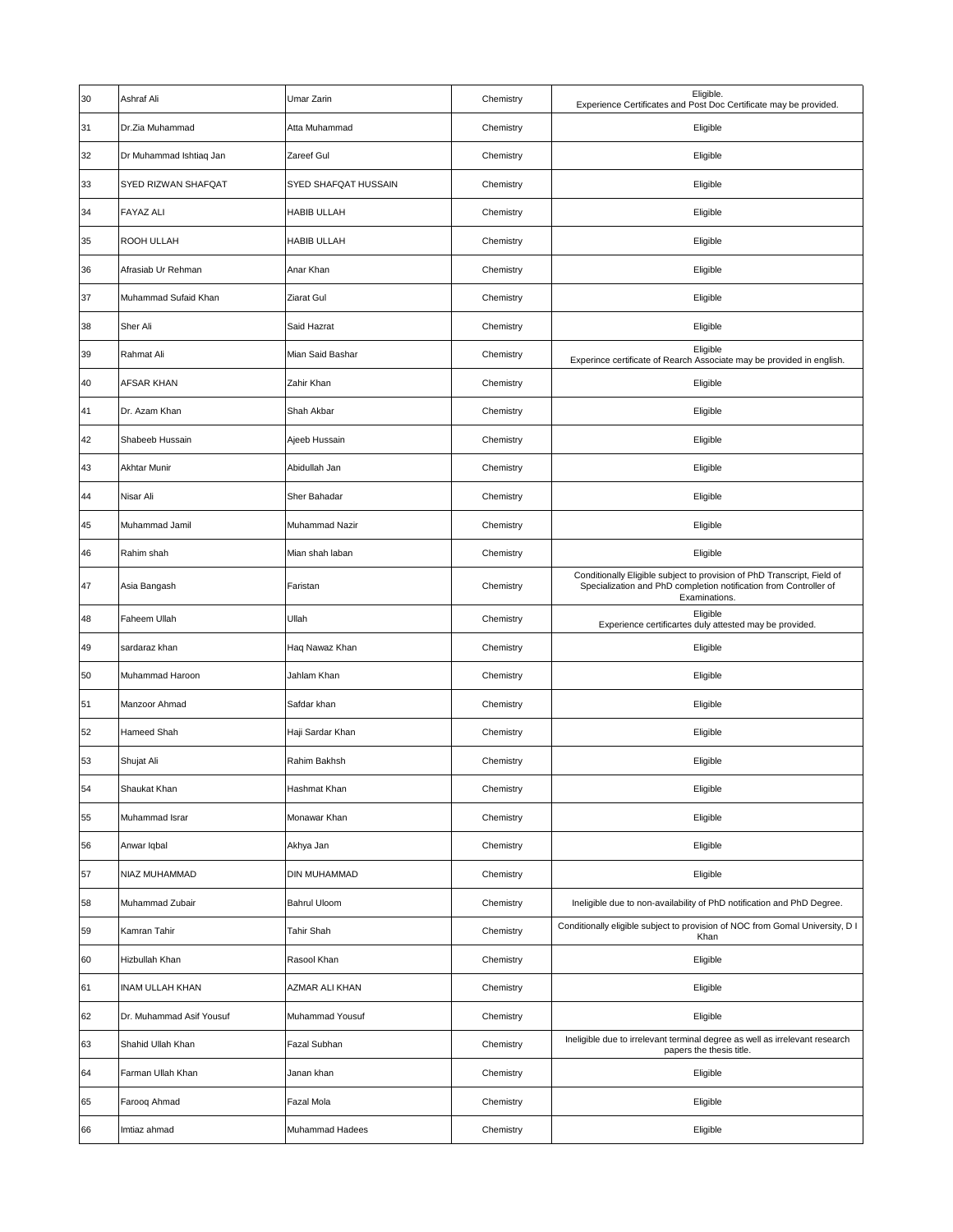| | | | | |
|---|---|---|---|---|
| 30 | Ashraf Ali | Umar Zarin | Chemistry | Eligible.<br>Experience Certificates and Post Doc Certificate may be provided. |
| 31 | Dr.Zia Muhammad | Atta Muhammad | Chemistry | Eligible |
| 32 | Dr Muhammad Ishtiaq Jan | Zareef Gul | Chemistry | Eligible |
| 33 | SYED RIZWAN SHAFQAT | SYED SHAFQAT HUSSAIN | Chemistry | Eligible |
| 34 | FAYAZ ALI | HABIB ULLAH | Chemistry | Eligible |
| 35 | ROOH ULLAH | HABIB ULLAH | Chemistry | Eligible |
| 36 | Afrasiab Ur Rehman | Anar Khan | Chemistry | Eligible |
| 37 | Muhammad Sufaid Khan | Ziarat Gul | Chemistry | Eligible |
| 38 | Sher Ali | Said Hazrat | Chemistry | Eligible |
| 39 | Rahmat Ali | Mian Said Bashar | Chemistry | Eligible<br>Experince certificate of Rearch Associate may be provided in english. |
| 40 | AFSAR KHAN | Zahir Khan | Chemistry | Eligible |
| 41 | Dr. Azam Khan | Shah Akbar | Chemistry | Eligible |
| 42 | Shabeeb Hussain | Ajeeb Hussain | Chemistry | Eligible |
| 43 | Akhtar Munir | Abidullah Jan | Chemistry | Eligible |
| 44 | Nisar Ali | Sher Bahadar | Chemistry | Eligible |
| 45 | Muhammad Jamil | Muhammad Nazir | Chemistry | Eligible |
| 46 | Rahim shah | Mian shah laban | Chemistry | Eligible |
| 47 | Asia Bangash | Faristan | Chemistry | Conditionally Eligible subject to provision of PhD Transcript, Field of Specialization and PhD completion notification from Controller of Examinations. |
| 48 | Faheem Ullah | Ullah | Chemistry | Eligible<br>Experience certificartes duly attested may be provided. |
| 49 | sardaraz khan | Haq Nawaz Khan | Chemistry | Eligible |
| 50 | Muhammad Haroon | Jahlam Khan | Chemistry | Eligible |
| 51 | Manzoor Ahmad | Safdar khan | Chemistry | Eligible |
| 52 | Hameed Shah | Haji Sardar Khan | Chemistry | Eligible |
| 53 | Shujat Ali | Rahim Bakhsh | Chemistry | Eligible |
| 54 | Shaukat Khan | Hashmat Khan | Chemistry | Eligible |
| 55 | Muhammad Israr | Monawar Khan | Chemistry | Eligible |
| 56 | Anwar Iqbal | Akhya Jan | Chemistry | Eligible |
| 57 | NIAZ MUHAMMAD | DIN MUHAMMAD | Chemistry | Eligible |
| 58 | Muhammad Zubair | Bahrul Uloom | Chemistry | Ineligible due to non-availability of PhD notification and PhD Degree. |
| 59 | Kamran Tahir | Tahir Shah | Chemistry | Conditionally eligible subject to provision of NOC from Gomal University, D I Khan |
| 60 | Hizbullah Khan | Rasool Khan | Chemistry | Eligible |
| 61 | INAM ULLAH KHAN | AZMAR ALI KHAN | Chemistry | Eligible |
| 62 | Dr. Muhammad Asif Yousuf | Muhammad Yousuf | Chemistry | Eligible |
| 63 | Shahid Ullah Khan | Fazal Subhan | Chemistry | Ineligible due to irrelevant terminal degree as well as irrelevant research papers the thesis title. |
| 64 | Farman Ullah Khan | Janan khan | Chemistry | Eligible |
| 65 | Farooq Ahmad | Fazal Mola | Chemistry | Eligible |
| 66 | Imtiaz ahmad | Muhammad Hadees | Chemistry | Eligible |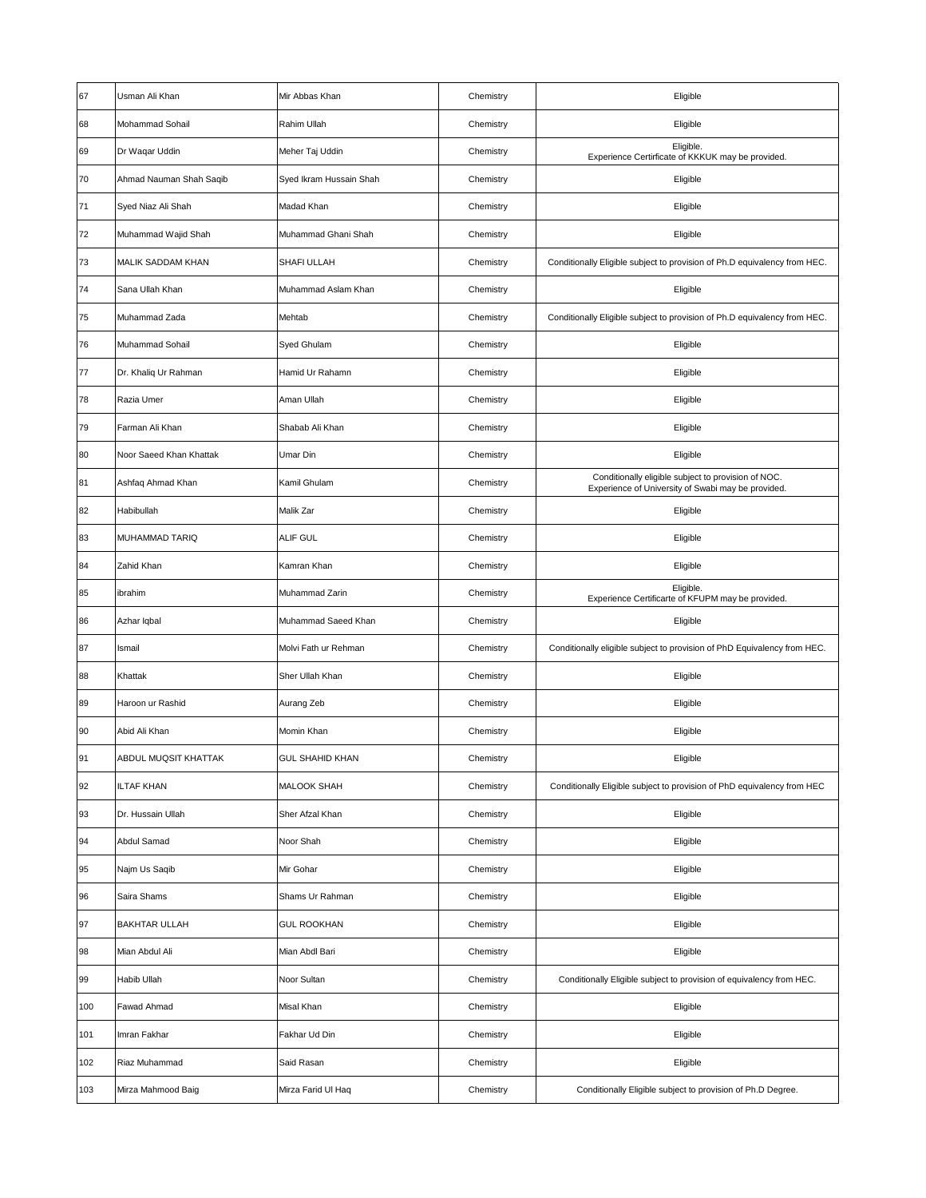| | | | | |
|---|---|---|---|---|
| 67 | Usman Ali Khan | Mir Abbas Khan | Chemistry | Eligible |
| 68 | Mohammad Sohail | Rahim Ullah | Chemistry | Eligible |
| 69 | Dr Waqar Uddin | Meher Taj Uddin | Chemistry | Eligible.<br>Experience Certirficate of KKKUK may be provided. |
| 70 | Ahmad Nauman Shah Saqib | Syed Ikram Hussain Shah | Chemistry | Eligible |
| 71 | Syed Niaz Ali Shah | Madad Khan | Chemistry | Eligible |
| 72 | Muhammad Wajid Shah | Muhammad Ghani Shah | Chemistry | Eligible |
| 73 | MALIK SADDAM KHAN | SHAFI ULLAH | Chemistry | Conditionally Eligible subject to provision of Ph.D equivalency from HEC. |
| 74 | Sana Ullah Khan | Muhammad Aslam Khan | Chemistry | Eligible |
| 75 | Muhammad Zada | Mehtab | Chemistry | Conditionally Eligible subject to provision of Ph.D equivalency from HEC. |
| 76 | Muhammad Sohail | Syed Ghulam | Chemistry | Eligible |
| 77 | Dr. Khaliq Ur Rahman | Hamid Ur Rahamn | Chemistry | Eligible |
| 78 | Razia Umer | Aman Ullah | Chemistry | Eligible |
| 79 | Farman Ali Khan | Shabab Ali Khan | Chemistry | Eligible |
| 80 | Noor Saeed Khan Khattak | Umar Din | Chemistry | Eligible |
| 81 | Ashfaq Ahmad Khan | Kamil Ghulam | Chemistry | Conditionally eligible subject to provision of NOC.<br>Experience of University of Swabi may be provided. |
| 82 | Habibullah | Malik Zar | Chemistry | Eligible |
| 83 | MUHAMMAD TARIQ | ALIF GUL | Chemistry | Eligible |
| 84 | Zahid Khan | Kamran Khan | Chemistry | Eligible |
| 85 | ibrahim | Muhammad Zarin | Chemistry | Eligible.<br>Experience Certificarte of KFUPM may be provided. |
| 86 | Azhar Iqbal | Muhammad Saeed Khan | Chemistry | Eligible |
| 87 | Ismail | Molvi Fath ur Rehman | Chemistry | Conditionally eligible subject to provision of PhD Equivalency from HEC. |
| 88 | Khattak | Sher Ullah Khan | Chemistry | Eligible |
| 89 | Haroon ur Rashid | Aurang Zeb | Chemistry | Eligible |
| 90 | Abid Ali Khan | Momin Khan | Chemistry | Eligible |
| 91 | ABDUL MUQSIT KHATTAK | GUL SHAHID KHAN | Chemistry | Eligible |
| 92 | ILTAF KHAN | MALOOK SHAH | Chemistry | Conditionally Eligible subject to provision of PhD equivalency from HEC |
| 93 | Dr. Hussain Ullah | Sher Afzal Khan | Chemistry | Eligible |
| 94 | Abdul Samad | Noor Shah | Chemistry | Eligible |
| 95 | Najm Us Saqib | Mir Gohar | Chemistry | Eligible |
| 96 | Saira Shams | Shams Ur Rahman | Chemistry | Eligible |
| 97 | BAKHTAR ULLAH | GUL ROOKHAN | Chemistry | Eligible |
| 98 | Mian Abdul Ali | Mian Abdl Bari | Chemistry | Eligible |
| 99 | Habib Ullah | Noor Sultan | Chemistry | Conditionally Eligible subject to provision of equivalency from HEC. |
| 100 | Fawad Ahmad | Misal Khan | Chemistry | Eligible |
| 101 | Imran Fakhar | Fakhar Ud Din | Chemistry | Eligible |
| 102 | Riaz Muhammad | Said Rasan | Chemistry | Eligible |
| 103 | Mirza Mahmood Baig | Mirza Farid Ul Haq | Chemistry | Conditionally Eligible subject to provision of Ph.D Degree. |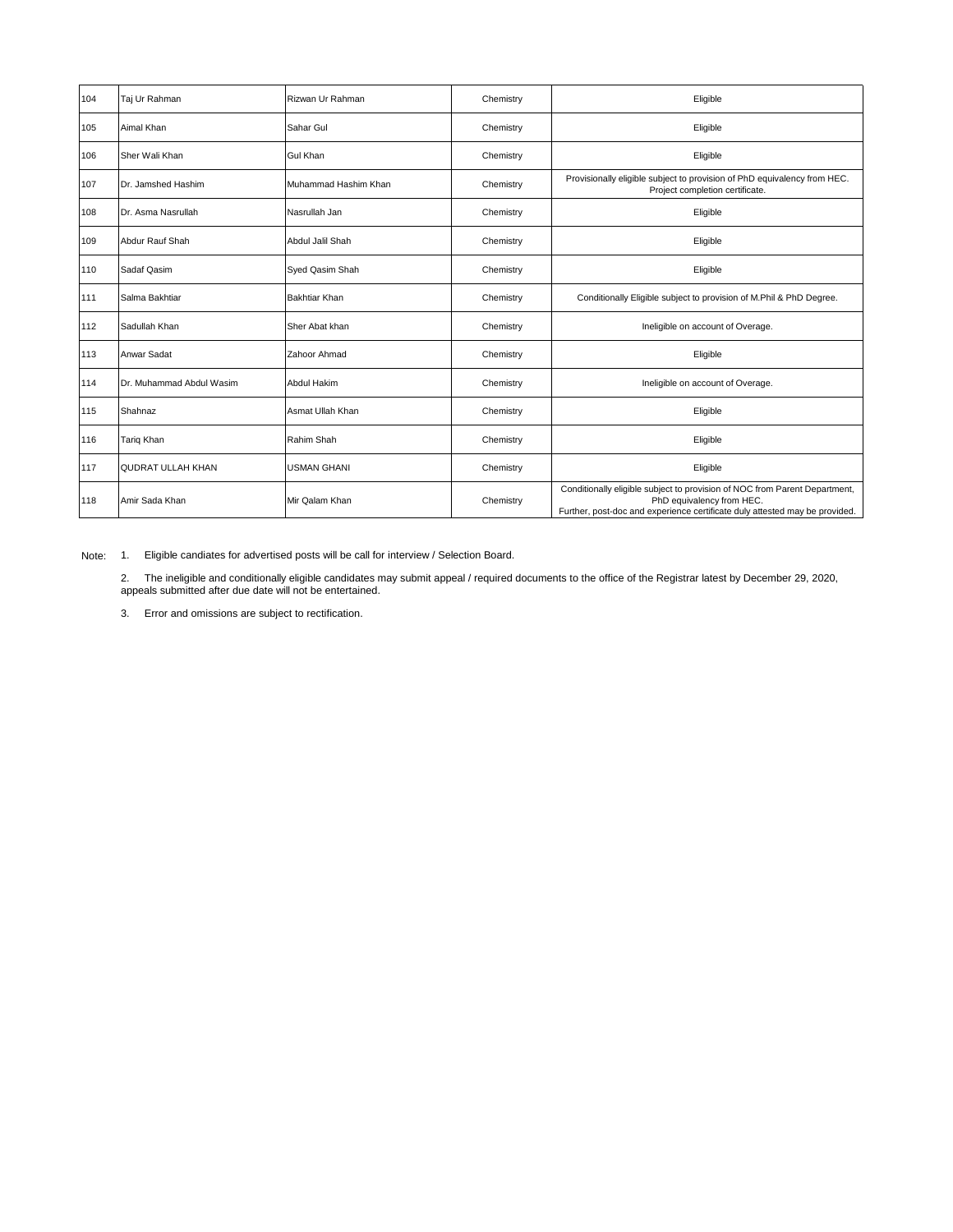| | | | | |
|---|---|---|---|---|
| 104 | Taj Ur Rahman | Rizwan Ur Rahman | Chemistry | Eligible |
| 105 | Aimal Khan | Sahar Gul | Chemistry | Eligible |
| 106 | Sher Wali Khan | Gul Khan | Chemistry | Eligible |
| 107 | Dr. Jamshed Hashim | Muhammad Hashim Khan | Chemistry | Provisionally eligible subject to provision of PhD equivalency from HEC. Project completion certificate. |
| 108 | Dr. Asma Nasrullah | Nasrullah Jan | Chemistry | Eligible |
| 109 | Abdur Rauf Shah | Abdul Jalil Shah | Chemistry | Eligible |
| 110 | Sadaf Qasim | Syed Qasim Shah | Chemistry | Eligible |
| 111 | Salma Bakhtiar | Bakhtiar Khan | Chemistry | Conditionally Eligible subject to provision of M.Phil & PhD Degree. |
| 112 | Sadullah Khan | Sher Abat khan | Chemistry | Ineligible on account of Overage. |
| 113 | Anwar Sadat | Zahoor Ahmad | Chemistry | Eligible |
| 114 | Dr. Muhammad Abdul Wasim | Abdul Hakim | Chemistry | Ineligible on account of Overage. |
| 115 | Shahnaz | Asmat Ullah Khan | Chemistry | Eligible |
| 116 | Tariq Khan | Rahim Shah | Chemistry | Eligible |
| 117 | QUDRAT ULLAH KHAN | USMAN GHANI | Chemistry | Eligible |
| 118 | Amir Sada Khan | Mir Qalam Khan | Chemistry | Conditionally eligible subject to provision of NOC from Parent Department, PhD equivalency from HEC. Further, post-doc and experience certificate duly attested may be provided. |

Note:

1. Eligible candiates for advertised posts will be call for interview / Selection Board.
2. The ineligible and conditionally eligible candidates may submit appeal / required documents to the office of the Registrar latest by December 29, 2020, appeals submitted after due date will not be entertained.
3. Error and omissions are subject to rectification.